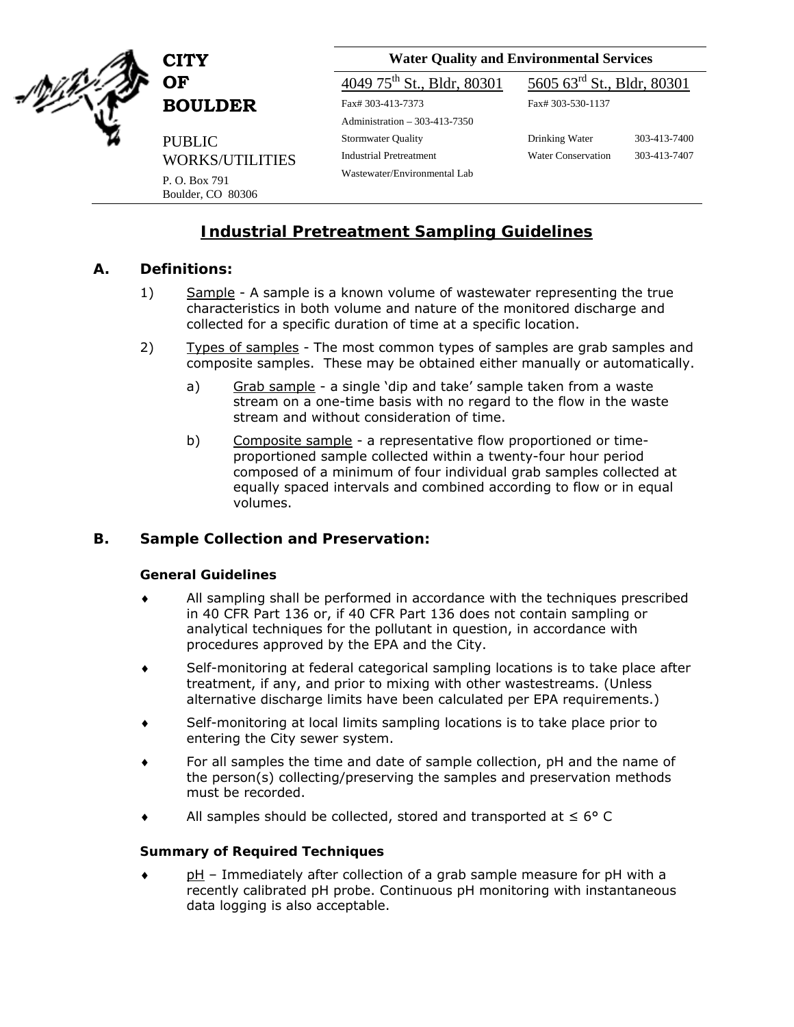**CITY OF BOULDER**

PUBLIC WORKS/UTILITIES

P. O. Box 791
Boulder, CO 80306

**Water Quality and Environmental Services**

| 4049 75th St., Bldr, 80301 | 5605 63rd St., Bldr, 80301 | |
|---|---|---|
| Fax# 303-413-7373 | Fax# 303-530-1137 | |
| Administration – 303-413-7350 | | |
| Stormwater Quality | Drinking Water | 303-413-7400 |
| Industrial Pretreatment | Water Conservation | 303-413-7407 |
| Wastewater/Environmental Lab | | |

# Industrial Pretreatment Sampling Guidelines

## A. Definitions:

1) Sample - A sample is a known volume of wastewater representing the true characteristics in both volume and nature of the monitored discharge and collected for a specific duration of time at a specific location.

2) Types of samples - The most common types of samples are grab samples and composite samples. These may be obtained either manually or automatically.

   a) Grab sample - a single 'dip and take' sample taken from a waste stream on a one-time basis with no regard to the flow in the waste stream and without consideration of time.

   b) Composite sample - a representative flow proportioned or time-proportioned sample collected within a twenty-four hour period composed of a minimum of four individual grab samples collected at equally spaced intervals and combined according to flow or in equal volumes.

## B. Sample Collection and Preservation:

### General Guidelines

- All sampling shall be performed in accordance with the techniques prescribed in 40 CFR Part 136 or, if 40 CFR Part 136 does not contain sampling or analytical techniques for the pollutant in question, in accordance with procedures approved by the EPA and the City.
- Self-monitoring at federal categorical sampling locations is to take place after treatment, if any, and prior to mixing with other wastestreams. (Unless alternative discharge limits have been calculated per EPA requirements.)
- Self-monitoring at local limits sampling locations is to take place prior to entering the City sewer system.
- For all samples the time and date of sample collection, pH and the name of the person(s) collecting/preserving the samples and preservation methods must be recorded.
- All samples should be collected, stored and transported at ≤ 6° C

### Summary of Required Techniques

- pH – Immediately after collection of a grab sample measure for pH with a recently calibrated pH probe. Continuous pH monitoring with instantaneous data logging is also acceptable.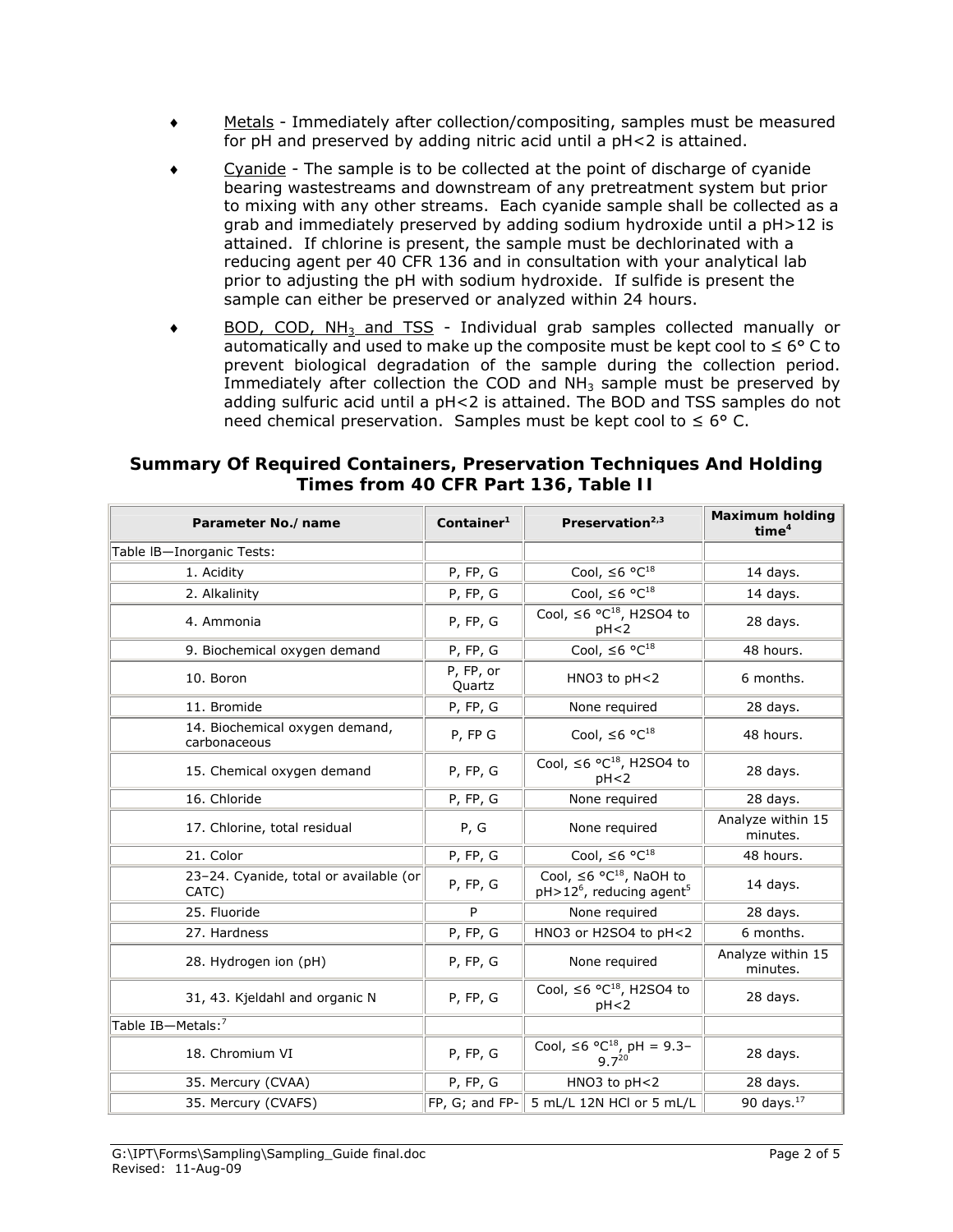- Metals - Immediately after collection/compositing, samples must be measured for pH and preserved by adding nitric acid until a pH<2 is attained.

- Cyanide - The sample is to be collected at the point of discharge of cyanide bearing wastestreams and downstream of any pretreatment system but prior to mixing with any other streams. Each cyanide sample shall be collected as a grab and immediately preserved by adding sodium hydroxide until a pH>12 is attained. If chlorine is present, the sample must be dechlorinated with a reducing agent per 40 CFR 136 and in consultation with your analytical lab prior to adjusting the pH with sodium hydroxide. If sulfide is present the sample can either be preserved or analyzed within 24 hours.

- BOD, COD, $NH_3$ and TSS - Individual grab samples collected manually or automatically and used to make up the composite must be kept cool to ≤ 6° C to prevent biological degradation of the sample during the collection period. Immediately after collection the COD and $NH_3$ sample must be preserved by adding sulfuric acid until a pH<2 is attained. The BOD and TSS samples do not need chemical preservation. Samples must be kept cool to ≤ 6° C.

### Summary Of Required Containers, Preservation Techniques And Holding Times from 40 CFR Part 136, Table II

| Parameter No./name | Container[1] | Preservation[2,3] | Maximum holding time[4] |
|---|---|---|---|
| Table IB—Inorganic Tests: | | | |
| 1. Acidity | P, FP, G | Cool, ≤6 °C[18] | 14 days. |
| 2. Alkalinity | P, FP, G | Cool, ≤6 °C[18] | 14 days. |
| 4. Ammonia | P, FP, G | Cool, ≤6 °C[18], H2SO4 to pH<2 | 28 days. |
| 9. Biochemical oxygen demand | P, FP, G | Cool, ≤6 °C[18] | 48 hours. |
| 10. Boron | P, FP, or Quartz | HNO3 to pH<2 | 6 months. |
| 11. Bromide | P, FP, G | None required | 28 days. |
| 14. Biochemical oxygen demand, carbonaceous | P, FP G | Cool, ≤6 °C[18] | 48 hours. |
| 15. Chemical oxygen demand | P, FP, G | Cool, ≤6 °C[18], H2SO4 to pH<2 | 28 days. |
| 16. Chloride | P, FP, G | None required | 28 days. |
| 17. Chlorine, total residual | P, G | None required | Analyze within 15 minutes. |
| 21. Color | P, FP, G | Cool, ≤6 °C[18] | 48 hours. |
| 23–24. Cyanide, total or available (or CATC) | P, FP, G | Cool, ≤6 °C[18], NaOH to pH>12[6], reducing agent[5] | 14 days. |
| 25. Fluoride | P | None required | 28 days. |
| 27. Hardness | P, FP, G | HNO3 or H2SO4 to pH<2 | 6 months. |
| 28. Hydrogen ion (pH) | P, FP, G | None required | Analyze within 15 minutes. |
| 31, 43. Kjeldahl and organic N | P, FP, G | Cool, ≤6 °C[18], H2SO4 to pH<2 | 28 days. |
| Table IB—Metals:[7] | | | |
| 18. Chromium VI | P, FP, G | Cool, ≤6 °C[18], pH = 9.3–9.7[20] | 28 days. |
| 35. Mercury (CVAA) | P, FP, G | HNO3 to pH<2 | 28 days. |
| 35. Mercury (CVAFS) | FP, G; and FP- | 5 mL/L 12N HCl or 5 mL/L | 90 days.[17] |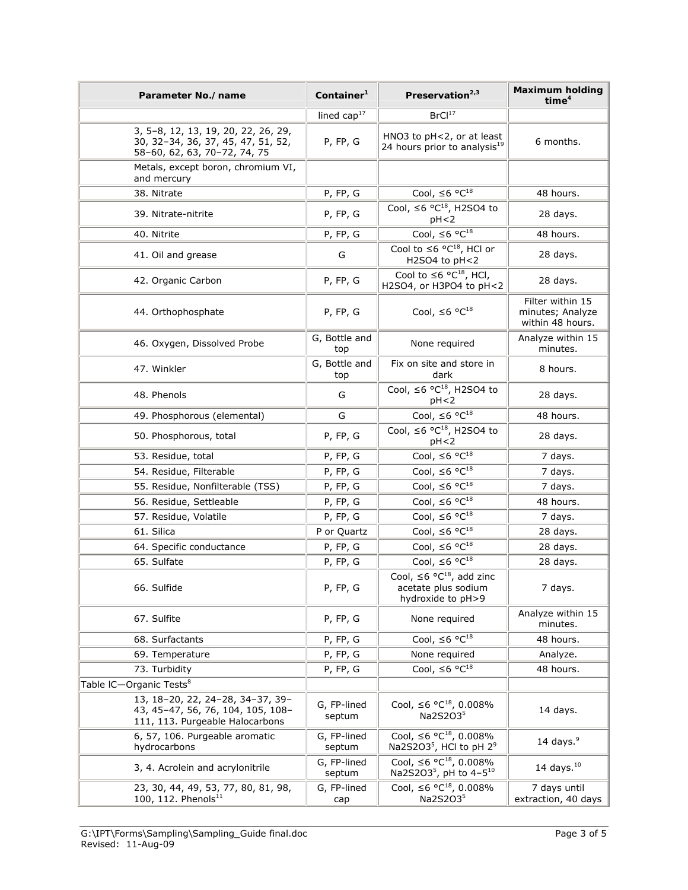| Parameter No./ name | Container[1] | Preservation[2,3] | Maximum holding time[4] |
|---|---|---|---|
| | lined cap[17] | BrCl[17] | |
| 3, 5–8, 12, 13, 19, 20, 22, 26, 29, 30, 32–34, 36, 37, 45, 47, 51, 52, 58–60, 62, 63, 70–72, 74, 75 | P, FP, G | $HNO_3$ to pH<2, or at least 24 hours prior to analysis[19] | 6 months. |
| Metals, except boron, chromium VI, and mercury | | | |
| 38. Nitrate | P, FP, G | Cool, ≤6 °C[18] | 48 hours. |
| 39. Nitrate-nitrite | P, FP, G | Cool, ≤6 °C[18], $H_2SO_4$ to pH<2 | 28 days. |
| 40. Nitrite | P, FP, G | Cool, ≤6 °C[18] | 48 hours. |
| 41. Oil and grease | G | Cool to ≤6 °C[18], HCl or $H_2SO_4$ to pH<2 | 28 days. |
| 42. Organic Carbon | P, FP, G | Cool to ≤6 °C[18], HCl, $H_2SO_4$, or $H_3PO_4$ to pH<2 | 28 days. |
| 44. Orthophosphate | P, FP, G | Cool, ≤6 °C[18] | Filter within 15 minutes; Analyze within 48 hours. |
| 46. Oxygen, Dissolved Probe | G, Bottle and top | None required | Analyze within 15 minutes. |
| 47. Winkler | G, Bottle and top | Fix on site and store in dark | 8 hours. |
| 48. Phenols | G | Cool, ≤6 °C[18], $H_2SO_4$ to pH<2 | 28 days. |
| 49. Phosphorous (elemental) | G | Cool, ≤6 °C[18] | 48 hours. |
| 50. Phosphorous, total | P, FP, G | Cool, ≤6 °C[18], $H_2SO_4$ to pH<2 | 28 days. |
| 53. Residue, total | P, FP, G | Cool, ≤6 °C[18] | 7 days. |
| 54. Residue, Filterable | P, FP, G | Cool, ≤6 °C[18] | 7 days. |
| 55. Residue, Nonfilterable (TSS) | P, FP, G | Cool, ≤6 °C[18] | 7 days. |
| 56. Residue, Settleable | P, FP, G | Cool, ≤6 °C[18] | 48 hours. |
| 57. Residue, Volatile | P, FP, G | Cool, ≤6 °C[18] | 7 days. |
| 61. Silica | P or Quartz | Cool, ≤6 °C[18] | 28 days. |
| 64. Specific conductance | P, FP, G | Cool, ≤6 °C[18] | 28 days. |
| 65. Sulfate | P, FP, G | Cool, ≤6 °C[18] | 28 days. |
| 66. Sulfide | P, FP, G | Cool, ≤6 °C[18], add zinc acetate plus sodium hydroxide to pH>9 | 7 days. |
| 67. Sulfite | P, FP, G | None required | Analyze within 15 minutes. |
| 68. Surfactants | P, FP, G | Cool, ≤6 °C[18] | 48 hours. |
| 69. Temperature | P, FP, G | None required | Analyze. |
| 73. Turbidity | P, FP, G | Cool, ≤6 °C[18] | 48 hours. |
| Table IC—Organic Tests[8] | | | |
| 13, 18–20, 22, 24–28, 34–37, 39–43, 45–47, 56, 76, 104, 105, 108–111, 113. Purgeable Halocarbons | G, FP-lined septum | Cool, ≤6 °C[18], 0.008% $Na_2S_2O_3$[5] | 14 days. |
| 6, 57, 106. Purgeable aromatic hydrocarbons | G, FP-lined septum | Cool, ≤6 °C[18], 0.008% $Na_2S_2O_3$[5], HCl to pH 2[9] | 14 days.[9] |
| 3, 4. Acrolein and acrylonitrile | G, FP-lined septum | Cool, ≤6 °C[18], 0.008% $Na_2S_2O_3$[5], pH to 4–5[10] | 14 days.[10] |
| 23, 30, 44, 49, 53, 77, 80, 81, 98, 100, 112. Phenols[11] | G, FP-lined cap | Cool, ≤6 °C[18], 0.008% $Na_2S_2O_3$[5] | 7 days until extraction, 40 days |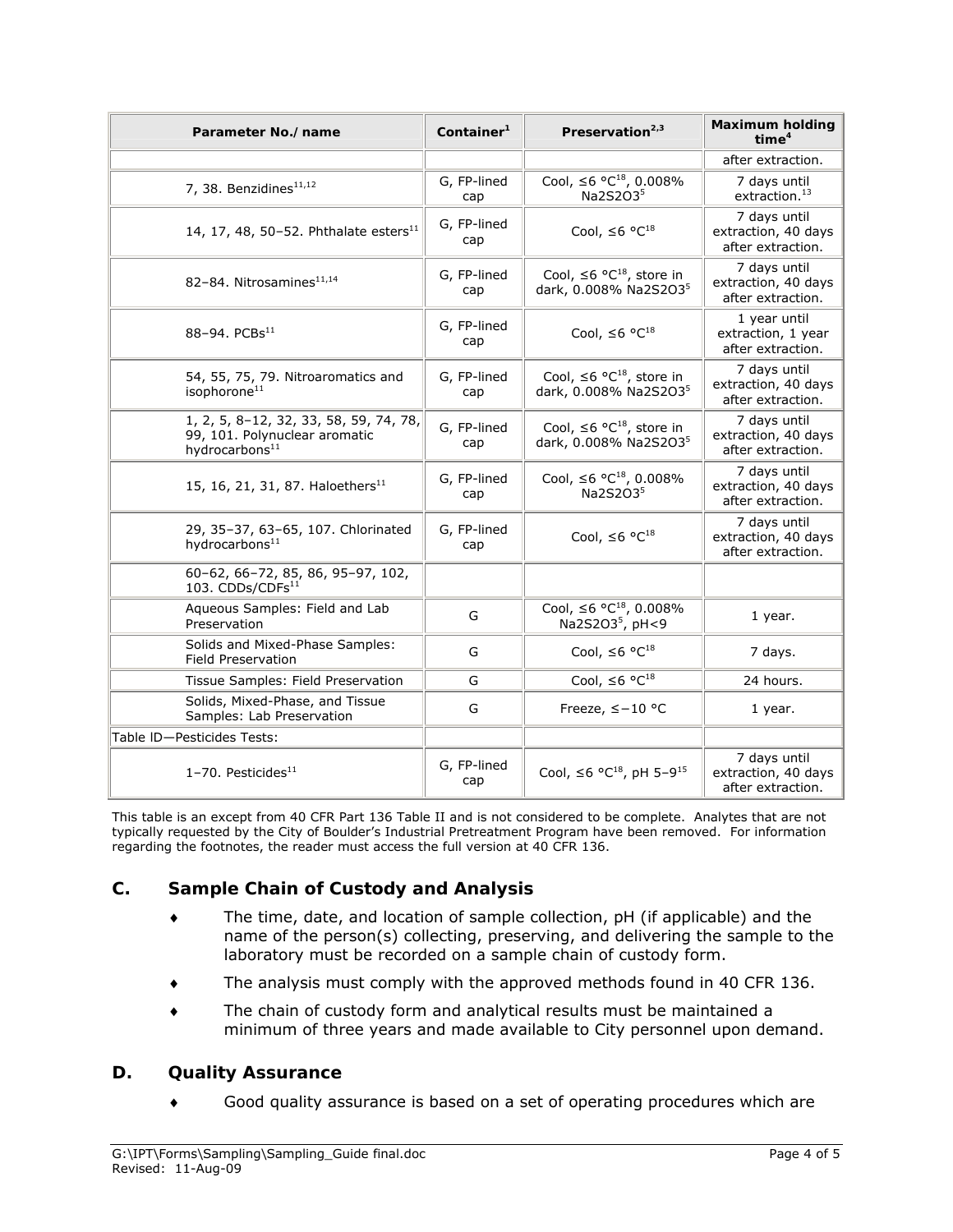| Parameter No./name | Container[1] | Preservation[2,3] | Maximum holding time[4] |
|---|---|---|---|
| | | | after extraction. |
| 7, 38. Benzidines[11,12] | G, FP-lined cap | Cool, ≤6 °C[18], 0.008% $Na_2S_2O_3$[5] | 7 days until extraction.[13] |
| 14, 17, 48, 50–52. Phthalate esters[11] | G, FP-lined cap | Cool, ≤6 °C[18] | 7 days until extraction, 40 days after extraction. |
| 82–84. Nitrosamines[11,14] | G, FP-lined cap | Cool, ≤6 °C[18], store in dark, 0.008% $Na_2S_2O_3$[5] | 7 days until extraction, 40 days after extraction. |
| 88–94. PCBs[11] | G, FP-lined cap | Cool, ≤6 °C[18] | 1 year until extraction, 1 year after extraction. |
| 54, 55, 75, 79. Nitroaromatics and isophorone[11] | G, FP-lined cap | Cool, ≤6 °C[18], store in dark, 0.008% $Na_2S_2O_3$[5] | 7 days until extraction, 40 days after extraction. |
| 1, 2, 5, 8–12, 32, 33, 58, 59, 74, 78, 99, 101. Polynuclear aromatic hydrocarbons[11] | G, FP-lined cap | Cool, ≤6 °C[18], store in dark, 0.008% $Na_2S_2O_3$[5] | 7 days until extraction, 40 days after extraction. |
| 15, 16, 21, 31, 87. Haloethers[11] | G, FP-lined cap | Cool, ≤6 °C[18], 0.008% $Na_2S_2O_3$[5] | 7 days until extraction, 40 days after extraction. |
| 29, 35–37, 63–65, 107. Chlorinated hydrocarbons[11] | G, FP-lined cap | Cool, ≤6 °C[18] | 7 days until extraction, 40 days after extraction. |
| 60–62, 66–72, 85, 86, 95–97, 102, 103. CDDs/CDFs[11] | | | |
| Aqueous Samples: Field and Lab Preservation | G | Cool, ≤6 °C[18], 0.008% $Na_2S_2O_3$[5], pH<9 | 1 year. |
| Solids and Mixed-Phase Samples: Field Preservation | G | Cool, ≤6 °C[18] | 7 days. |
| Tissue Samples: Field Preservation | G | Cool, ≤6 °C[18] | 24 hours. |
| Solids, Mixed-Phase, and Tissue Samples: Lab Preservation | G | Freeze, ≤−10 °C | 1 year. |
| Table ID—Pesticides Tests: | | | |
| 1–70. Pesticides[11] | G, FP-lined cap | Cool, ≤6 °C[18], pH 5–9[15] | 7 days until extraction, 40 days after extraction. |

This table is an except from 40 CFR Part 136 Table II and is not considered to be complete. Analytes that are not typically requested by the City of Boulder's Industrial Pretreatment Program have been removed. For information regarding the footnotes, the reader must access the full version at 40 CFR 136.

## C. Sample Chain of Custody and Analysis

- The time, date, and location of sample collection, pH (if applicable) and the name of the person(s) collecting, preserving, and delivering the sample to the laboratory must be recorded on a sample chain of custody form.
- The analysis must comply with the approved methods found in 40 CFR 136.
- The chain of custody form and analytical results must be maintained a minimum of three years and made available to City personnel upon demand.

## D. Quality Assurance

- Good quality assurance is based on a set of operating procedures which are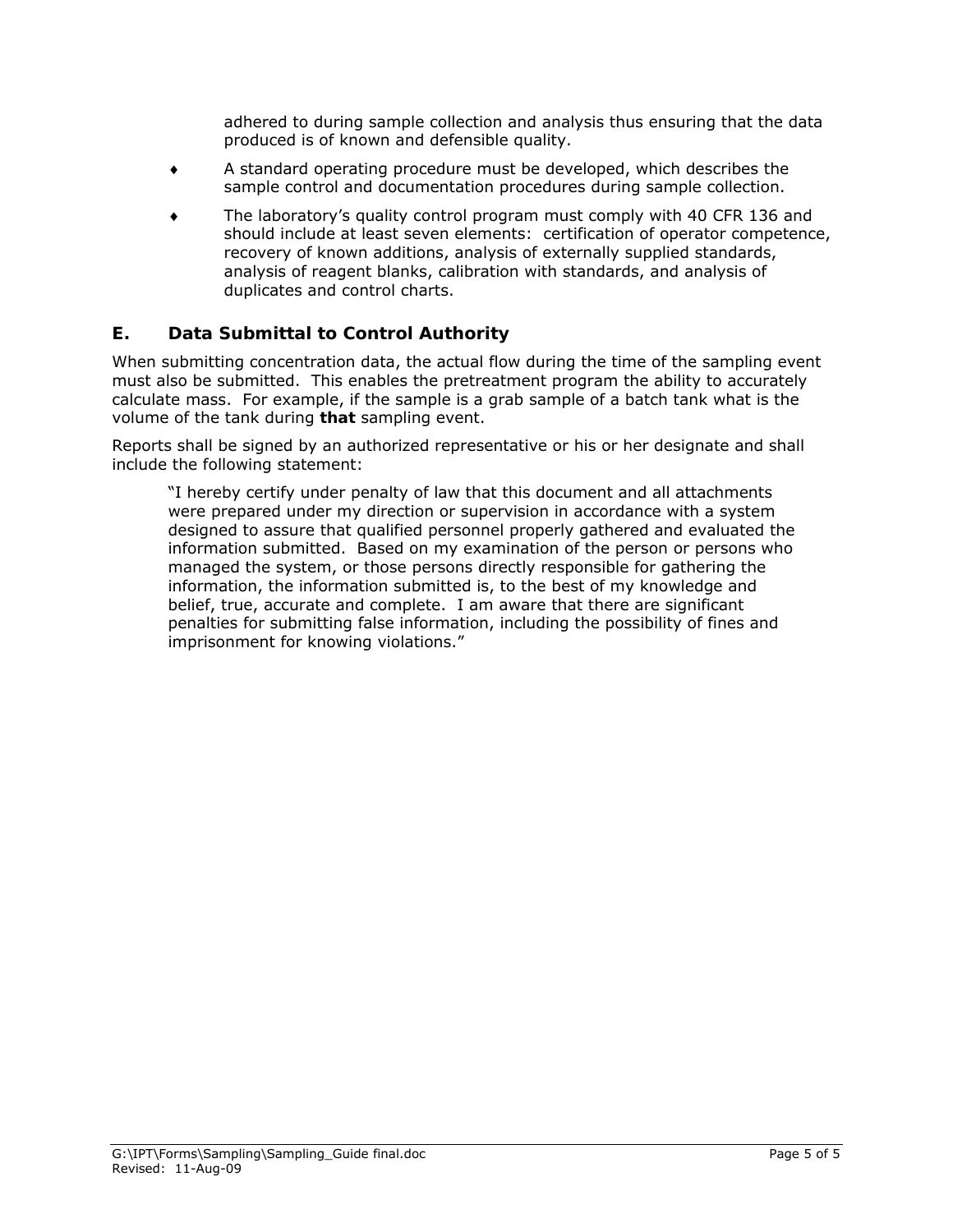adhered to during sample collection and analysis thus ensuring that the data produced is of known and defensible quality.

- A standard operating procedure must be developed, which describes the sample control and documentation procedures during sample collection.
- The laboratory's quality control program must comply with 40 CFR 136 and should include at least seven elements: certification of operator competence, recovery of known additions, analysis of externally supplied standards, analysis of reagent blanks, calibration with standards, and analysis of duplicates and control charts.

## E. Data Submittal to Control Authority

When submitting concentration data, the actual flow during the time of the sampling event must also be submitted. This enables the pretreatment program the ability to accurately calculate mass. For example, if the sample is a grab sample of a batch tank what is the volume of the tank during **that** sampling event.

Reports shall be signed by an authorized representative or his or her designate and shall include the following statement:

> "I hereby certify under penalty of law that this document and all attachments were prepared under my direction or supervision in accordance with a system designed to assure that qualified personnel properly gathered and evaluated the information submitted. Based on my examination of the person or persons who managed the system, or those persons directly responsible for gathering the information, the information submitted is, to the best of my knowledge and belief, true, accurate and complete. I am aware that there are significant penalties for submitting false information, including the possibility of fines and imprisonment for knowing violations."